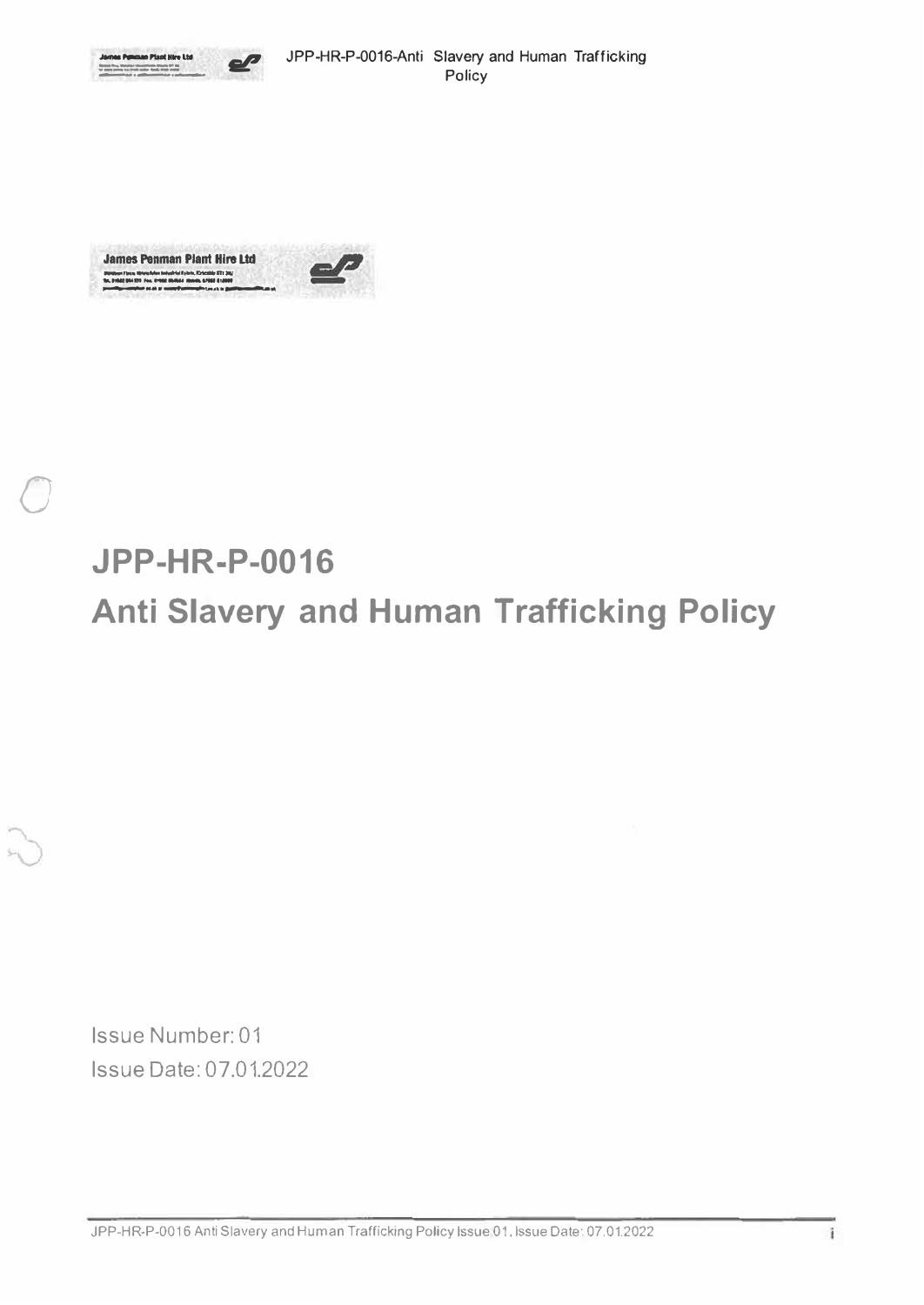James Penman Plant Hire Ltd

# JPP-HR-P-0016

# Anti Slavery and Human Trafficking Policy

Issue Number: 01

Issue Date: 07.01.2022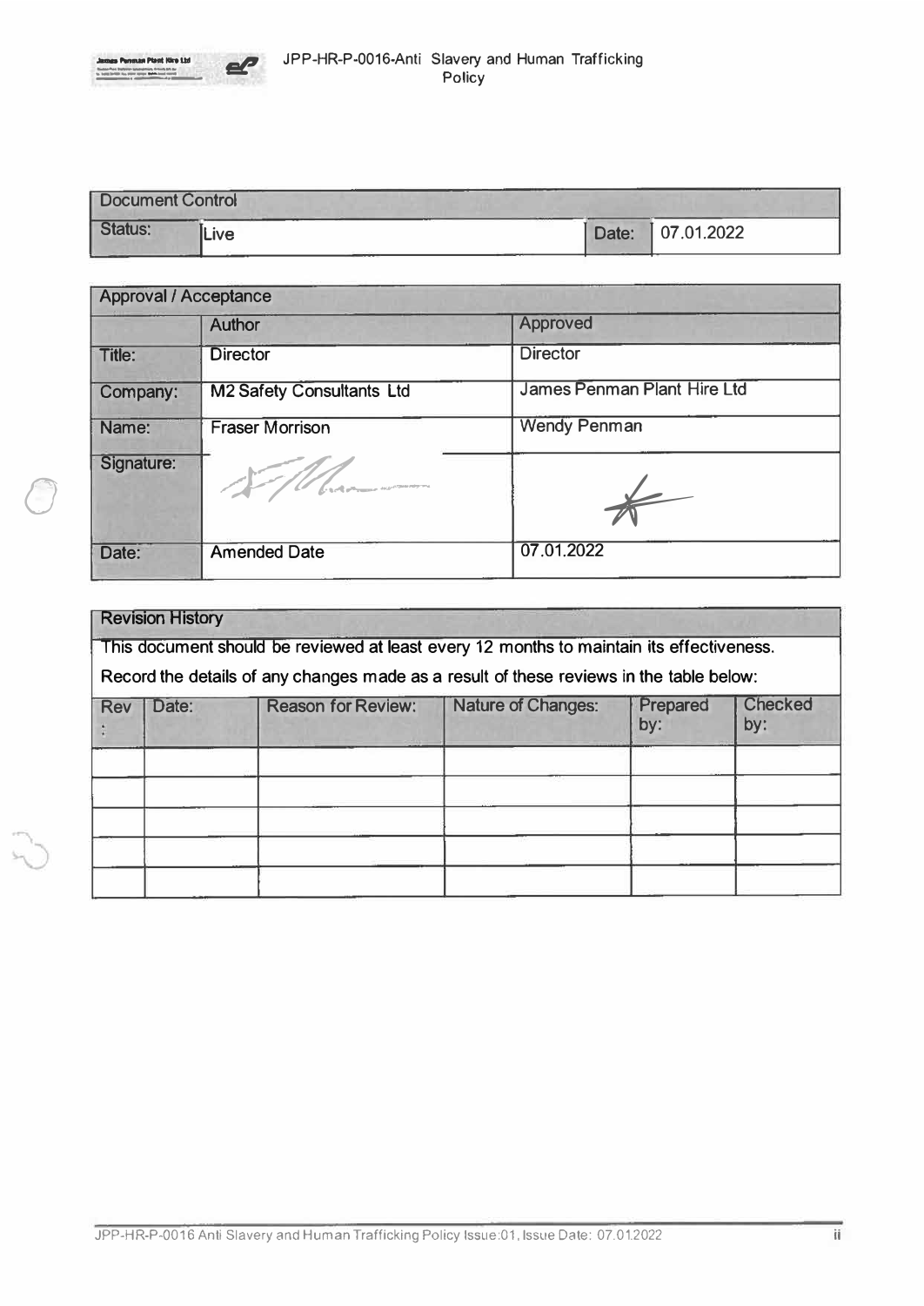| Document Control | | | |
|---|---|---|---|
| Status: | Live | Date: | 07.01.2022 |

| Approval / Acceptance | | |
|---|---|---|
| | Author | Approved |
| Title: | Director | Director |
| Company: | M2 Safety Consultants Ltd | James Penman Plant Hire Ltd |
| Name: | Fraser Morrison | Wendy Penman |
| Signature: | | |
| Date: | Amended Date | 07.01.2022 |

**Revision History**

This document should be reviewed at least every 12 months to maintain its effectiveness.

Record the details of any changes made as a result of these reviews in the table below:

| Rev: | Date: | Reason for Review: | Nature of Changes: | Prepared by: | Checked by: |
|---|---|---|---|---|---|
| | | | | | |
| | | | | | |
| | | | | | |
| | | | | | |
| | | | | | |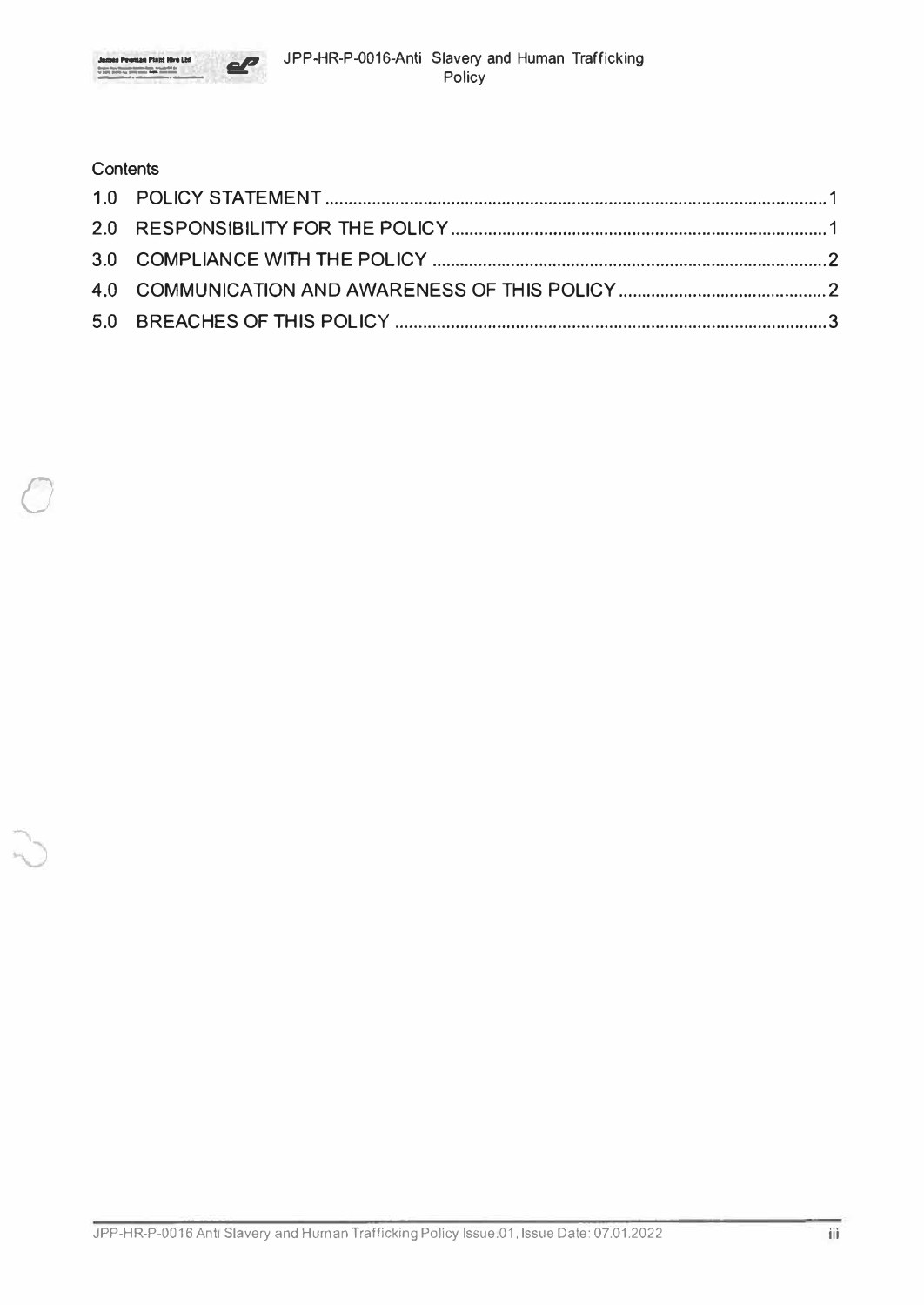Contents

1.0 POLICY STATEMENT ........................................................................................................... 1
2.0 RESPONSIBILITY FOR THE POLICY ................................................................................. 1
3.0 COMPLIANCE WITH THE POLICY ..................................................................................... 2
4.0 COMMUNICATION AND AWARENESS OF THIS POLICY ............................................. 2
5.0 BREACHES OF THIS POLICY ............................................................................................. 3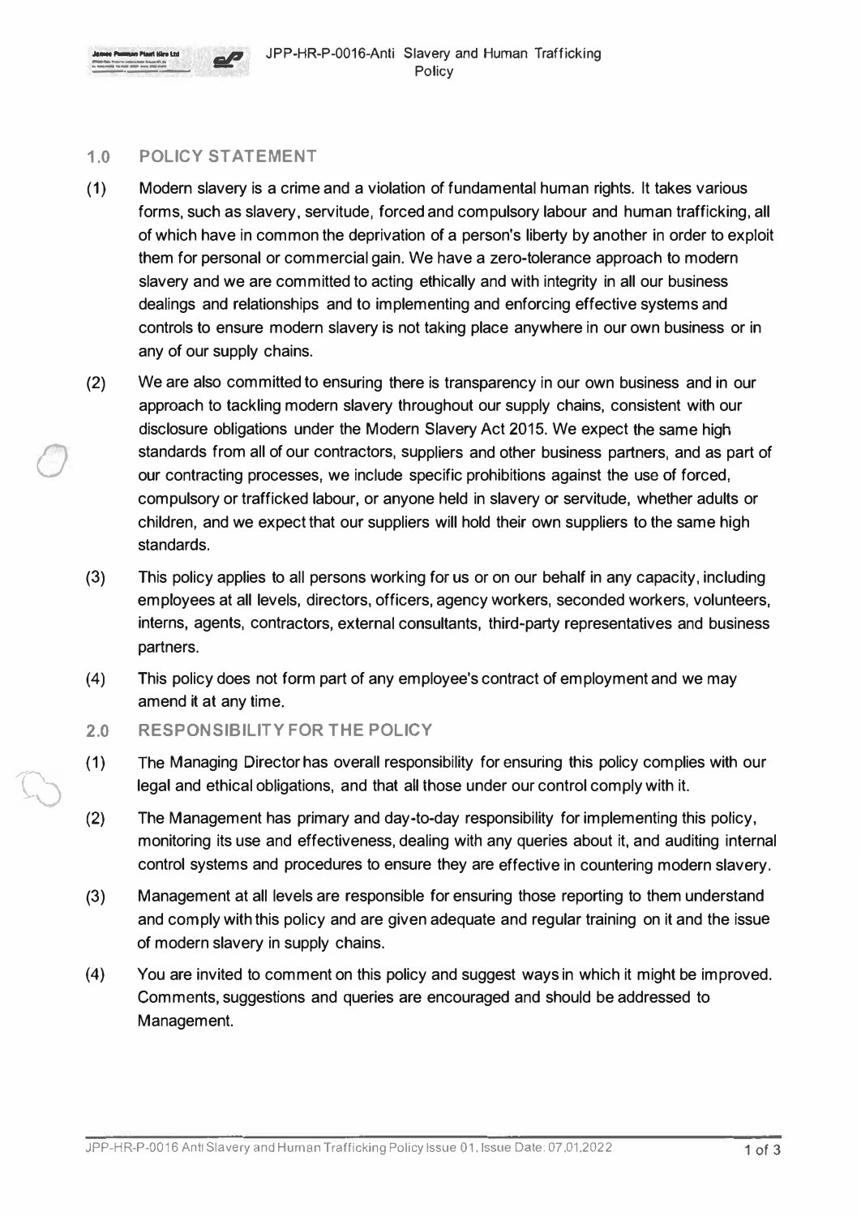## 1.0 POLICY STATEMENT

(1) Modern slavery is a crime and a violation of fundamental human rights. It takes various forms, such as slavery, servitude, forced and compulsory labour and human trafficking, all of which have in common the deprivation of a person's liberty by another in order to exploit them for personal or commercial gain. We have a zero-tolerance approach to modern slavery and we are committed to acting ethically and with integrity in all our business dealings and relationships and to implementing and enforcing effective systems and controls to ensure modern slavery is not taking place anywhere in our own business or in any of our supply chains.

(2) We are also committed to ensuring there is transparency in our own business and in our approach to tackling modern slavery throughout our supply chains, consistent with our disclosure obligations under the Modern Slavery Act 2015. We expect the same high standards from all of our contractors, suppliers and other business partners, and as part of our contracting processes, we include specific prohibitions against the use of forced, compulsory or trafficked labour, or anyone held in slavery or servitude, whether adults or children, and we expect that our suppliers will hold their own suppliers to the same high standards.

(3) This policy applies to all persons working for us or on our behalf in any capacity, including employees at all levels, directors, officers, agency workers, seconded workers, volunteers, interns, agents, contractors, external consultants, third-party representatives and business partners.

(4) This policy does not form part of any employee's contract of employment and we may amend it at any time.

## 2.0 RESPONSIBILITY FOR THE POLICY

(1) The Managing Director has overall responsibility for ensuring this policy complies with our legal and ethical obligations, and that all those under our control comply with it.

(2) The Management has primary and day-to-day responsibility for implementing this policy, monitoring its use and effectiveness, dealing with any queries about it, and auditing internal control systems and procedures to ensure they are effective in countering modern slavery.

(3) Management at all levels are responsible for ensuring those reporting to them understand and comply with this policy and are given adequate and regular training on it and the issue of modern slavery in supply chains.

(4) You are invited to comment on this policy and suggest ways in which it might be improved. Comments, suggestions and queries are encouraged and should be addressed to Management.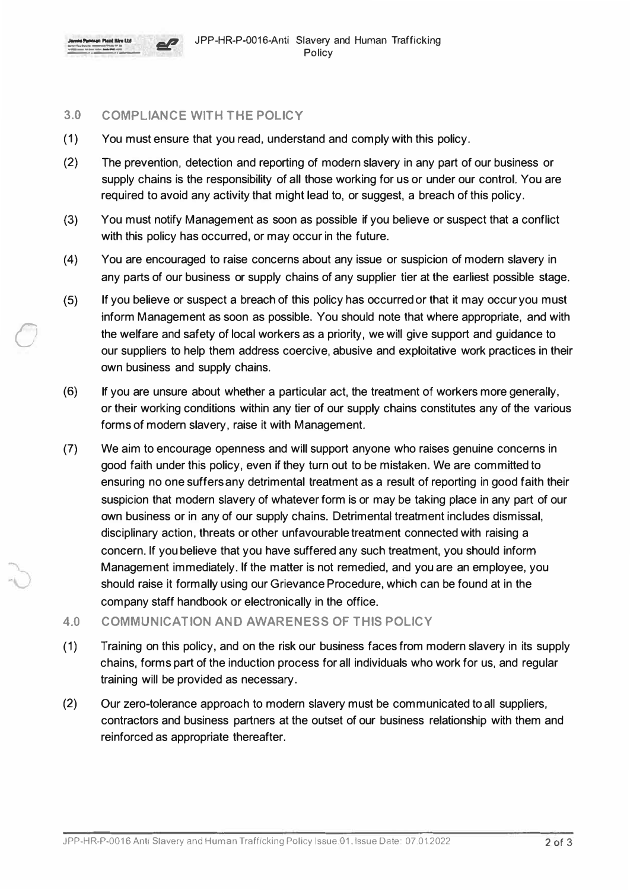## 3.0 COMPLIANCE WITH THE POLICY

(1) You must ensure that you read, understand and comply with this policy.

(2) The prevention, detection and reporting of modern slavery in any part of our business or supply chains is the responsibility of all those working for us or under our control. You are required to avoid any activity that might lead to, or suggest, a breach of this policy.

(3) You must notify Management as soon as possible if you believe or suspect that a conflict with this policy has occurred, or may occur in the future.

(4) You are encouraged to raise concerns about any issue or suspicion of modern slavery in any parts of our business or supply chains of any supplier tier at the earliest possible stage.

(5) If you believe or suspect a breach of this policy has occurred or that it may occur you must inform Management as soon as possible. You should note that where appropriate, and with the welfare and safety of local workers as a priority, we will give support and guidance to our suppliers to help them address coercive, abusive and exploitative work practices in their own business and supply chains.

(6) If you are unsure about whether a particular act, the treatment of workers more generally, or their working conditions within any tier of our supply chains constitutes any of the various forms of modern slavery, raise it with Management.

(7) We aim to encourage openness and will support anyone who raises genuine concerns in good faith under this policy, even if they turn out to be mistaken. We are committed to ensuring no one suffers any detrimental treatment as a result of reporting in good faith their suspicion that modern slavery of whatever form is or may be taking place in any part of our own business or in any of our supply chains. Detrimental treatment includes dismissal, disciplinary action, threats or other unfavourable treatment connected with raising a concern. If you believe that you have suffered any such treatment, you should inform Management immediately. If the matter is not remedied, and you are an employee, you should raise it formally using our Grievance Procedure, which can be found at in the company staff handbook or electronically in the office.

## 4.0 COMMUNICATION AND AWARENESS OF THIS POLICY

(1) Training on this policy, and on the risk our business faces from modern slavery in its supply chains, forms part of the induction process for all individuals who work for us, and regular training will be provided as necessary.

(2) Our zero-tolerance approach to modern slavery must be communicated to all suppliers, contractors and business partners at the outset of our business relationship with them and reinforced as appropriate thereafter.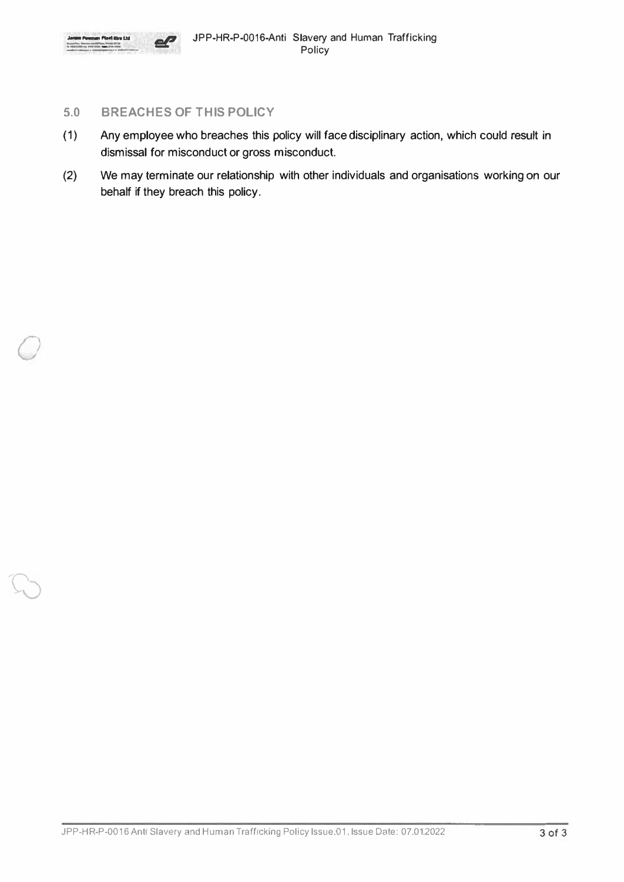## 5.0 BREACHES OF THIS POLICY

(1) Any employee who breaches this policy will face disciplinary action, which could result in dismissal for misconduct or gross misconduct.

(2) We may terminate our relationship with other individuals and organisations working on our behalf if they breach this policy.